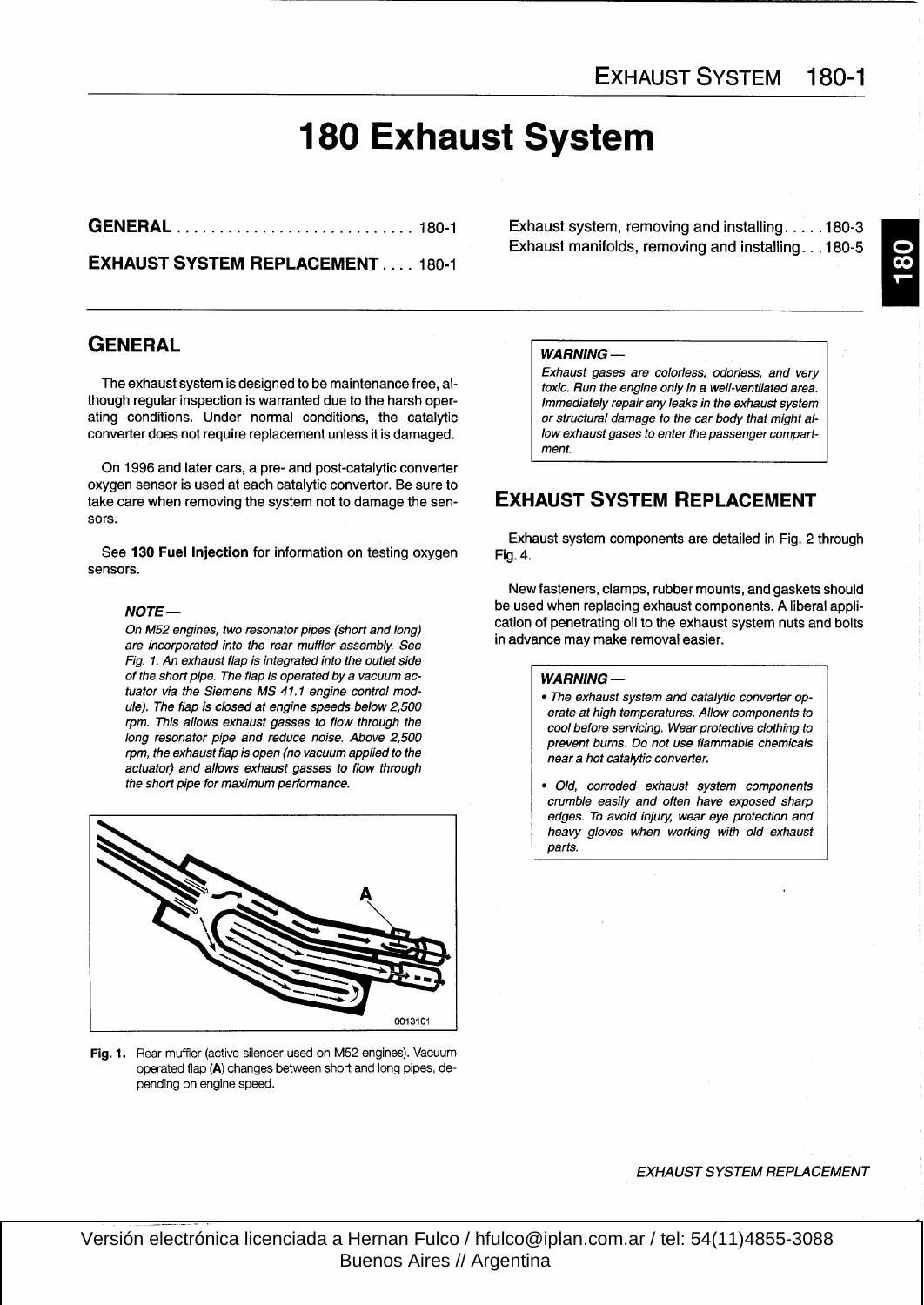# 180 Exhaust System

**GENERAL** . . . . . . . . . . . . . . . . . . . . . . . . . . . 180-1

**EXHAUST SYSTEM REPLACEMENT** . . . . 180-1

Exhaust system, removing and installing . . . . . 180-3

Exhaust manifolds, removing and installing . . . 180-5

## GENERAL

The exhaust system is designed to be maintenance free, although regular inspection is warranted due to the harsh operating conditions. Under normal conditions, the catalytic converter does not require replacement unless it is damaged.

On 1996 and later cars, a pre- and post-catalytic converter oxygen sensor is used at each catalytic convertor. Be sure to take care when removing the system not to damage the sensors.

See **130 Fuel Injection** for information on testing oxygen sensors.

> ***NOTE —***
> *On M52 engines, two resonator pipes (short and long) are incorporated into the rear muffler assembly. See Fig. 1. An exhaust flap is integrated into the outlet side of the short pipe. The flap is operated by a vacuum actuator via the Siemens MS 41.1 engine control module). The flap is closed at engine speeds below 2,500 rpm. This allows exhaust gasses to flow through the long resonator pipe and reduce noise. Above 2,500 rpm, the exhaust flap is open (no vacuum applied to the actuator) and allows exhaust gasses to flow through the short pipe for maximum performance.*

**Fig. 1.** Rear muffler (active silencer used on M52 engines). Vacuum operated flap (**A**) changes between short and long pipes, depending on engine speed.

> ***WARNING —***
> *Exhaust gases are colorless, odorless, and very toxic. Run the engine only in a well-ventilated area. Immediately repair any leaks in the exhaust system or structural damage to the car body that might allow exhaust gases to enter the passenger compartment.*

## EXHAUST SYSTEM REPLACEMENT

Exhaust system components are detailed in Fig. 2 through Fig. 4.

New fasteners, clamps, rubber mounts, and gaskets should be used when replacing exhaust components. A liberal application of penetrating oil to the exhaust system nuts and bolts in advance may make removal easier.

> ***WARNING —***
> - *The exhaust system and catalytic converter operate at high temperatures. Allow components to cool before servicing. Wear protective clothing to prevent burns. Do not use flammable chemicals near a hot catalytic converter.*
> - *Old, corroded exhaust system components crumble easily and often have exposed sharp edges. To avoid injury, wear eye protection and heavy gloves when working with old exhaust parts.*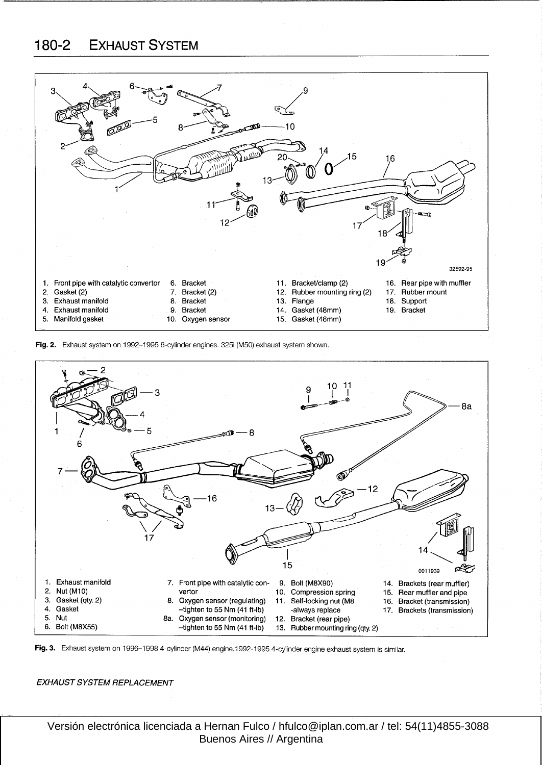1. Front pipe with catalytic convertor
2. Gasket (2)
3. Exhaust manifold
4. Exhaust manifold
5. Manifold gasket
6. Bracket
7. Bracket (2)
8. Bracket
9. Bracket
10. Oxygen sensor
11. Bracket/clamp (2)
12. Rubber mounting ring (2)
13. Flange
14. Gasket (48mm)
15. Gasket (48mm)
16. Rear pipe with muffler
17. Rubber mount
18. Support
19. Bracket

**Fig. 2.** Exhaust system on 1992–1995 6-cylinder engines. 325i (M50) exhaust system shown.

1. Exhaust manifold
2. Nut (M10)
3. Gasket (qty. 2)
4. Gasket
5. Nut
6. Bolt (M8X55)
7. Front pipe with catalytic convertor
8. Oxygen sensor (regulating) –tighten to 55 Nm (41 ft-lb)

8a. Oxygen sensor (monitoring) –tighten to 55 Nm (41 ft-lb)

9. Bolt (M8X90)
10. Compression spring
11. Self-locking nut (M8 -always replace
12. Bracket (rear pipe)
13. Rubber mounting ring (qty. 2)
14. Brackets (rear muffler)
15. Rear muffler and pipe
16. Bracket (transmission)
17. Brackets (transmission)

**Fig. 3.** Exhaust system on 1996–1998 4-cylinder (M44) engine.1992-1995 4-cylinder engine exhaust system is similar.

*EXHAUST SYSTEM REPLACEMENT*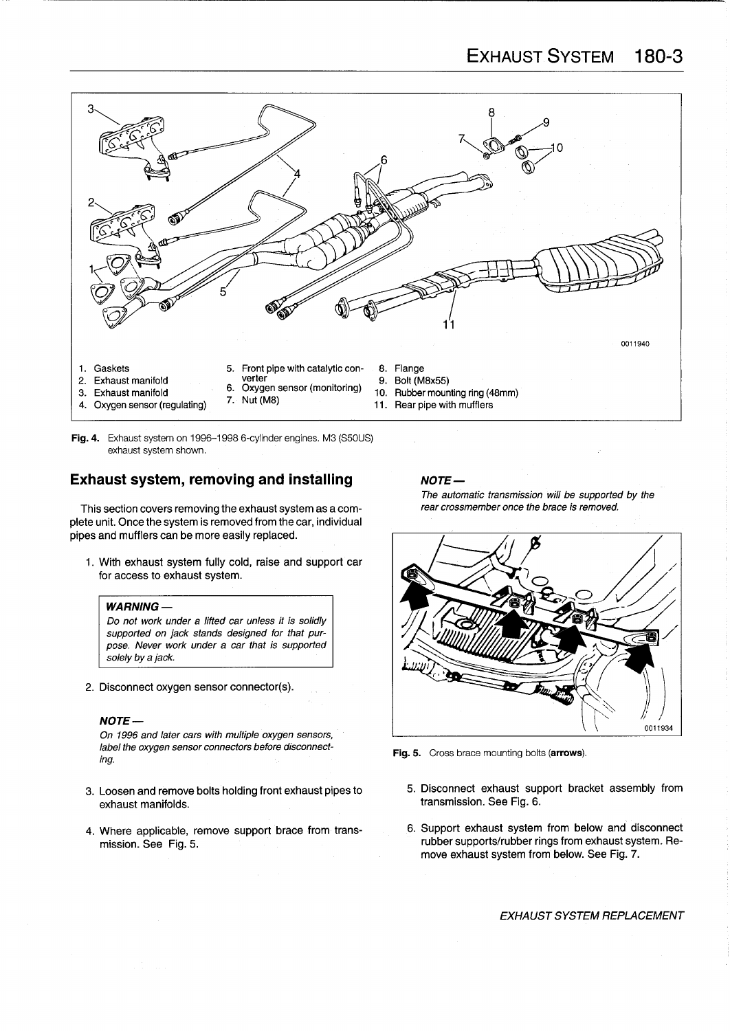1. Gaskets
2. Exhaust manifold
3. Exhaust manifold
4. Oxygen sensor (regulating)
5. Front pipe with catalytic converter
6. Oxygen sensor (monitoring)
7. Nut (M8)
8. Flange
9. Bolt (M8x55)
10. Rubber mounting ring (48mm)
11. Rear pipe with mufflers

**Fig. 4.** Exhaust system on 1996–1998 6-cylinder engines. M3 (S50US) exhaust system shown.

## Exhaust system, removing and installing

This section covers removing the exhaust system as a complete unit. Once the system is removed from the car, individual pipes and mufflers can be more easily replaced.

1. With exhaust system fully cold, raise and support car for access to exhaust system.

> ***WARNING —***
> *Do not work under a lifted car unless it is solidly supported on jack stands designed for that purpose. Never work under a car that is supported solely by a jack.*

2. Disconnect oxygen sensor connector(s).

> ***NOTE —***
> *On 1996 and later cars with multiple oxygen sensors, label the oxygen sensor connectors before disconnecting.*

3. Loosen and remove bolts holding front exhaust pipes to exhaust manifolds.

4. Where applicable, remove support brace from transmission. See Fig. 5.

> ***NOTE —***
> *The automatic transmission will be supported by the rear crossmember once the brace is removed.*

**Fig. 5.** Cross brace mounting bolts (**arrows**).

5. Disconnect exhaust support bracket assembly from transmission. See Fig. 6.

6. Support exhaust system from below and disconnect rubber supports/rubber rings from exhaust system. Remove exhaust system from below. See Fig. 7.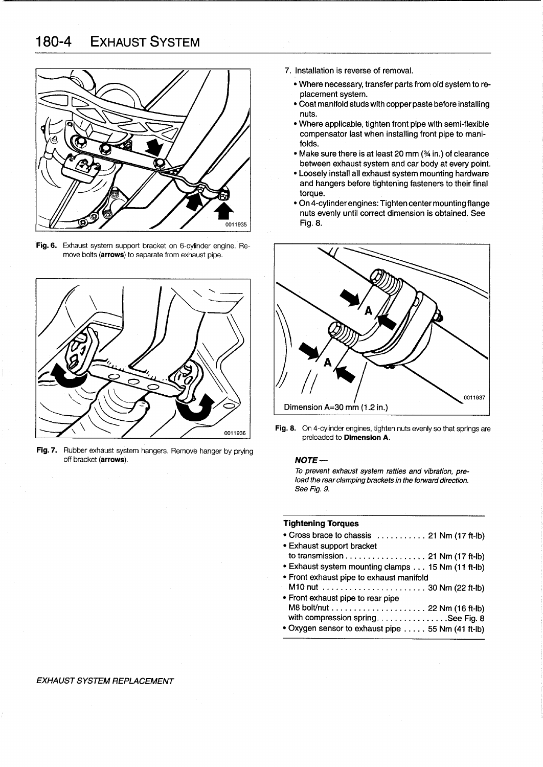Fig. 6. Exhaust system support bracket on 6-cylinder engine. Remove bolts (**arrows**) to separate from exhaust pipe.

Fig. 7. Rubber exhaust system hangers. Remove hanger by prying off bracket (**arrows**).

7. Installation is reverse of removal.
   - Where necessary, transfer parts from old system to replacement system.
   - Coat manifold studs with copper paste before installing nuts.
   - Where applicable, tighten front pipe with semi-flexible compensator last when installing front pipe to manifolds.
   - Make sure there is at least 20 mm (¾ in.) of clearance between exhaust system and car body at every point.
   - Loosely install all exhaust system mounting hardware and hangers before tightening fasteners to their final torque.
   - On 4-cylinder engines: Tighten center mounting flange nuts evenly until correct dimension is obtained. See Fig. 8.

Dimension A=30 mm (1.2 in.)

Fig. 8. On 4-cylinder engines, tighten nuts evenly so that springs are preloaded to **Dimension A**.

***NOTE —***

*To prevent exhaust system rattles and vibration, preload the rear clamping brackets in the forward direction. See Fig. 9.*

**Tightening Torques**

- Cross brace to chassis ........... 21 Nm (17 ft-lb)
- Exhaust support bracket to transmission .................. 21 Nm (17 ft-lb)
- Exhaust system mounting clamps ... 15 Nm (11 ft-lb)
- Front exhaust pipe to exhaust manifold M10 nut ....................... 30 Nm (22 ft-lb)
- Front exhaust pipe to rear pipe M8 bolt/nut ..................... 22 Nm (16 ft-lb) with compression spring................See Fig. 8
- Oxygen sensor to exhaust pipe ..... 55 Nm (41 ft-lb)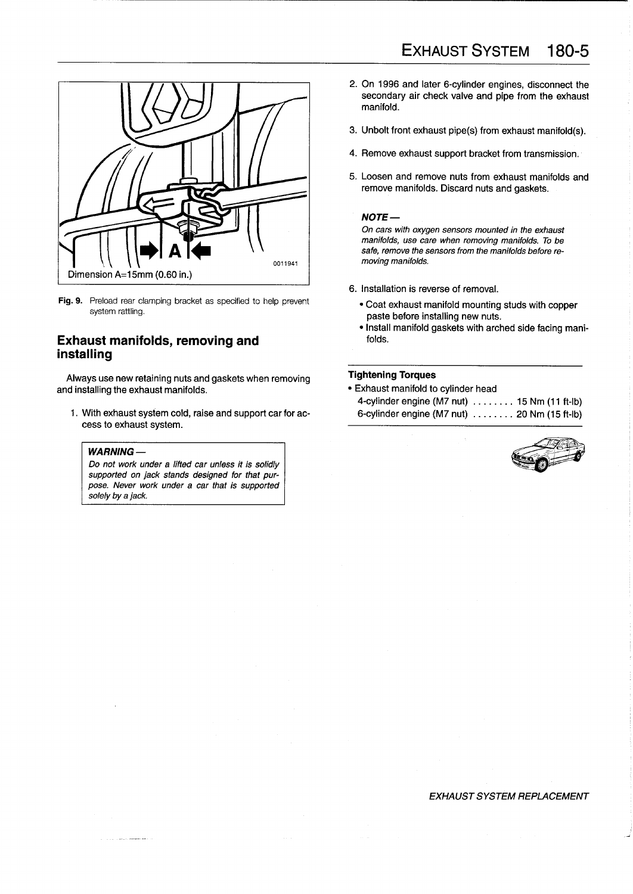Dimension A=15mm (0.60 in.)

**Fig. 9.** Preload rear clamping bracket as specified to help prevent system rattling.

## Exhaust manifolds, removing and installing

Always use new retaining nuts and gaskets when removing and installing the exhaust manifolds.

1. With exhaust system cold, raise and support car for access to exhaust system.

> ***WARNING —***
> *Do not work under a lifted car unless it is solidly supported on jack stands designed for that purpose. Never work under a car that is supported solely by a jack.*

2. On 1996 and later 6-cylinder engines, disconnect the secondary air check valve and pipe from the exhaust manifold.
3. Unbolt front exhaust pipe(s) from exhaust manifold(s).
4. Remove exhaust support bracket from transmission.
5. Loosen and remove nuts from exhaust manifolds and remove manifolds. Discard nuts and gaskets.

> ***NOTE —***
> *On cars with oxygen sensors mounted in the exhaust manifolds, use care when removing manifolds. To be safe, remove the sensors from the manifolds before removing manifolds.*

6. Installation is reverse of removal.
   - Coat exhaust manifold mounting studs with copper paste before installing new nuts.
   - Install manifold gaskets with arched side facing manifolds.

**Tightening Torques**
- Exhaust manifold to cylinder head
  - 4-cylinder engine (M7 nut) ........ 15 Nm (11 ft-lb)
  - 6-cylinder engine (M7 nut) ........ 20 Nm (15 ft-lb)